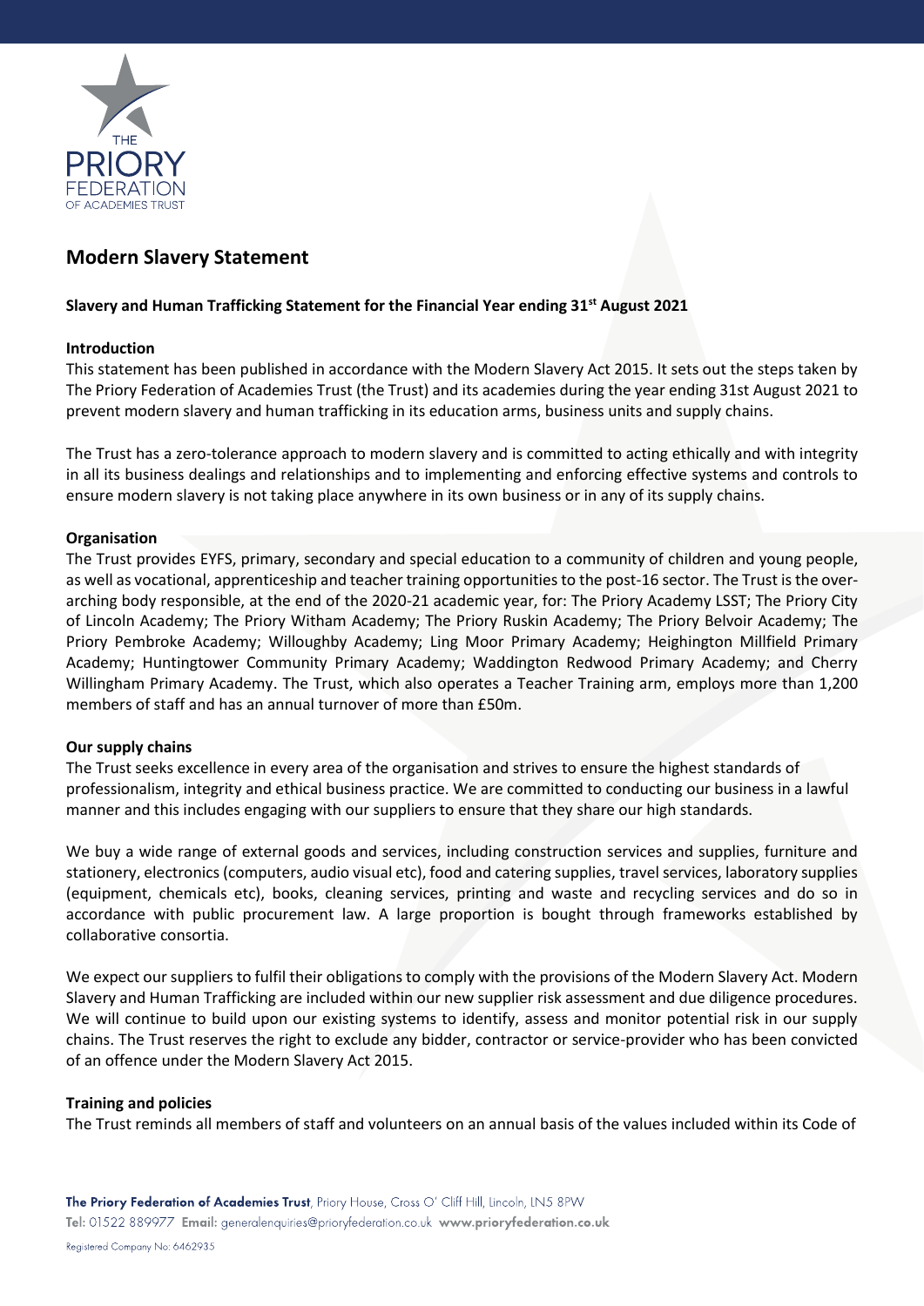# Modern Slavery Statement

**Slavery and Human Trafficking Statement for the Financial Year ending 31st August 2021**

**Introduction**

This statement has been published in accordance with the Modern Slavery Act 2015. It sets out the steps taken by The Priory Federation of Academies Trust (the Trust) and its academies during the year ending 31st August 2021 to prevent modern slavery and human trafficking in its education arms, business units and supply chains.

The Trust has a zero-tolerance approach to modern slavery and is committed to acting ethically and with integrity in all its business dealings and relationships and to implementing and enforcing effective systems and controls to ensure modern slavery is not taking place anywhere in its own business or in any of its supply chains.

**Organisation**

The Trust provides EYFS, primary, secondary and special education to a community of children and young people, as well as vocational, apprenticeship and teacher training opportunities to the post-16 sector. The Trust is the over-arching body responsible, at the end of the 2020-21 academic year, for: The Priory Academy LSST; The Priory City of Lincoln Academy; The Priory Witham Academy; The Priory Ruskin Academy; The Priory Belvoir Academy; The Priory Pembroke Academy; Willoughby Academy; Ling Moor Primary Academy; Heighington Millfield Primary Academy; Huntingtower Community Primary Academy; Waddington Redwood Primary Academy; and Cherry Willingham Primary Academy. The Trust, which also operates a Teacher Training arm, employs more than 1,200 members of staff and has an annual turnover of more than £50m.

**Our supply chains**

The Trust seeks excellence in every area of the organisation and strives to ensure the highest standards of professionalism, integrity and ethical business practice. We are committed to conducting our business in a lawful manner and this includes engaging with our suppliers to ensure that they share our high standards.

We buy a wide range of external goods and services, including construction services and supplies, furniture and stationery, electronics (computers, audio visual etc), food and catering supplies, travel services, laboratory supplies (equipment, chemicals etc), books, cleaning services, printing and waste and recycling services and do so in accordance with public procurement law. A large proportion is bought through frameworks established by collaborative consortia.

We expect our suppliers to fulfil their obligations to comply with the provisions of the Modern Slavery Act. Modern Slavery and Human Trafficking are included within our new supplier risk assessment and due diligence procedures. We will continue to build upon our existing systems to identify, assess and monitor potential risk in our supply chains. The Trust reserves the right to exclude any bidder, contractor or service-provider who has been convicted of an offence under the Modern Slavery Act 2015.

**Training and policies**

The Trust reminds all members of staff and volunteers on an annual basis of the values included within its Code of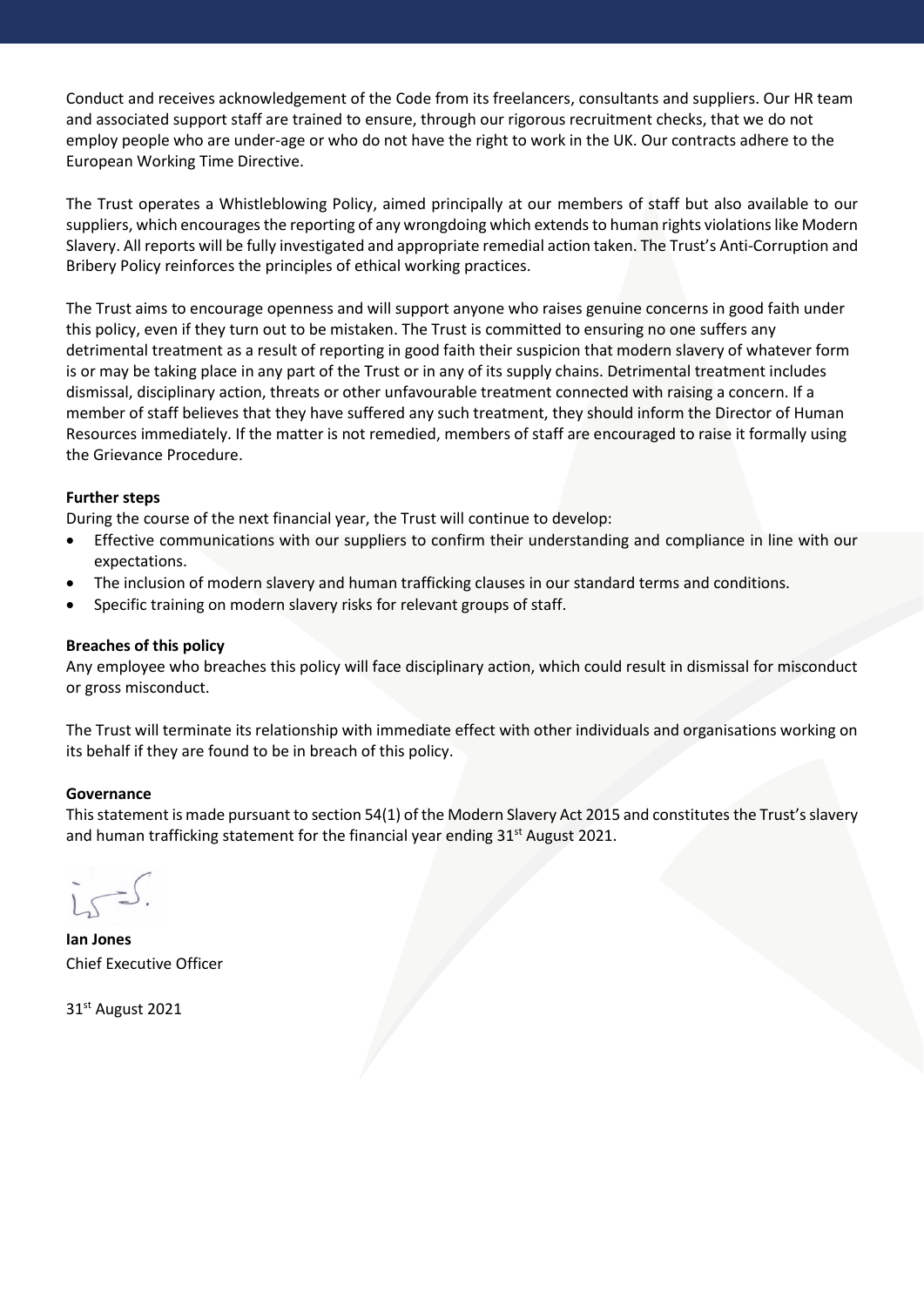Conduct and receives acknowledgement of the Code from its freelancers, consultants and suppliers. Our HR team and associated support staff are trained to ensure, through our rigorous recruitment checks, that we do not employ people who are under-age or who do not have the right to work in the UK. Our contracts adhere to the European Working Time Directive.

The Trust operates a Whistleblowing Policy, aimed principally at our members of staff but also available to our suppliers, which encourages the reporting of any wrongdoing which extends to human rights violations like Modern Slavery. All reports will be fully investigated and appropriate remedial action taken. The Trust's Anti-Corruption and Bribery Policy reinforces the principles of ethical working practices.

The Trust aims to encourage openness and will support anyone who raises genuine concerns in good faith under this policy, even if they turn out to be mistaken. The Trust is committed to ensuring no one suffers any detrimental treatment as a result of reporting in good faith their suspicion that modern slavery of whatever form is or may be taking place in any part of the Trust or in any of its supply chains. Detrimental treatment includes dismissal, disciplinary action, threats or other unfavourable treatment connected with raising a concern. If a member of staff believes that they have suffered any such treatment, they should inform the Director of Human Resources immediately. If the matter is not remedied, members of staff are encouraged to raise it formally using the Grievance Procedure.

**Further steps**

During the course of the next financial year, the Trust will continue to develop:

- Effective communications with our suppliers to confirm their understanding and compliance in line with our expectations.
- The inclusion of modern slavery and human trafficking clauses in our standard terms and conditions.
- Specific training on modern slavery risks for relevant groups of staff.

**Breaches of this policy**

Any employee who breaches this policy will face disciplinary action, which could result in dismissal for misconduct or gross misconduct.

The Trust will terminate its relationship with immediate effect with other individuals and organisations working on its behalf if they are found to be in breach of this policy.

**Governance**

This statement is made pursuant to section 54(1) of the Modern Slavery Act 2015 and constitutes the Trust's slavery and human trafficking statement for the financial year ending 31st August 2021.

**Ian Jones**
Chief Executive Officer

31st August 2021